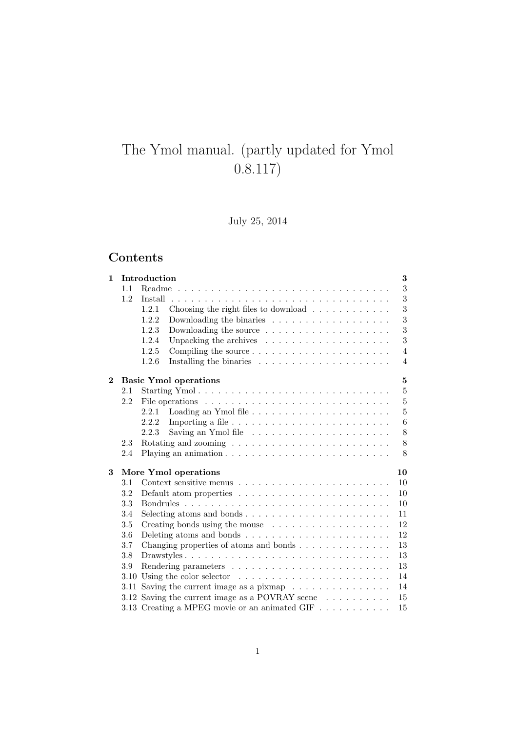# The Ymol manual. (partly updated for Ymol 0.8.117)

July 25, 2014

## Contents

- **1 Introduction** — 3
  - 1.1 Readme — 3
  - 1.2 Install — 3
    - 1.2.1 Choosing the right files to download — 3
    - 1.2.2 Downloading the binaries — 3
    - 1.2.3 Downloading the source — 3
    - 1.2.4 Unpacking the archives — 3
    - 1.2.5 Compiling the source — 4
    - 1.2.6 Installing the binaries — 4
- **2 Basic Ymol operations** — 5
  - 2.1 Starting Ymol — 5
  - 2.2 File operations — 5
    - 2.2.1 Loading an Ymol file — 5
    - 2.2.2 Importing a file — 6
    - 2.2.3 Saving an Ymol file — 8
  - 2.3 Rotating and zooming — 8
  - 2.4 Playing an animation — 8
- **3 More Ymol operations** — 10
  - 3.1 Context sensitive menus — 10
  - 3.2 Default atom properties — 10
  - 3.3 Bondrules — 10
  - 3.4 Selecting atoms and bonds — 11
  - 3.5 Creating bonds using the mouse — 12
  - 3.6 Deleting atoms and bonds — 12
  - 3.7 Changing properties of atoms and bonds — 13
  - 3.8 Drawstyles — 13
  - 3.9 Rendering parameters — 13
  - 3.10 Using the color selector — 14
  - 3.11 Saving the current image as a pixmap — 14
  - 3.12 Saving the current image as a POVRAY scene — 15
  - 3.13 Creating a MPEG movie or an animated GIF — 15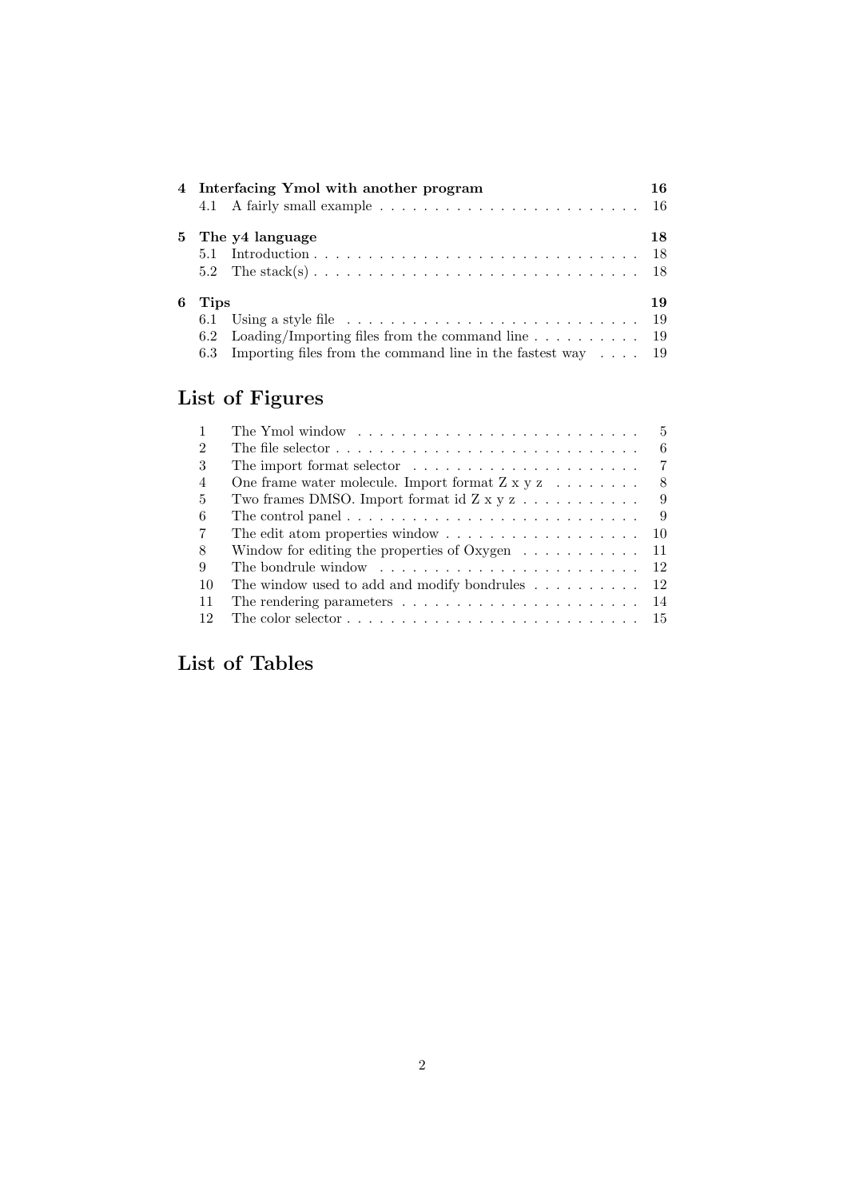**4 Interfacing Ymol with another program** — **16**

- 4.1 A fairly small example . . . . . . . . . . . . . . . . . . . . . . . . 16

**5 The y4 language** — **18**

- 5.1 Introduction . . . . . . . . . . . . . . . . . . . . . . . . . . . . . . . 18
- 5.2 The stack(s) . . . . . . . . . . . . . . . . . . . . . . . . . . . . . . . 18

**6 Tips** — **19**

- 6.1 Using a style file . . . . . . . . . . . . . . . . . . . . . . . . . . . . 19
- 6.2 Loading/Importing files from the command line . . . . . . . . . . 19
- 6.3 Importing files from the command line in the fastest way . . . . 19

## List of Figures

| | | |
|---|---|---|
| 1 | The Ymol window | 5 |
| 2 | The file selector | 6 |
| 3 | The import format selector | 7 |
| 4 | One frame water molecule. Import format Z x y z | 8 |
| 5 | Two frames DMSO. Import format id Z x y z | 9 |
| 6 | The control panel | 9 |
| 7 | The edit atom properties window | 10 |
| 8 | Window for editing the properties of Oxygen | 11 |
| 9 | The bondrule window | 12 |
| 10 | The window used to add and modify bondrules | 12 |
| 11 | The rendering parameters | 14 |
| 12 | The color selector | 15 |

## List of Tables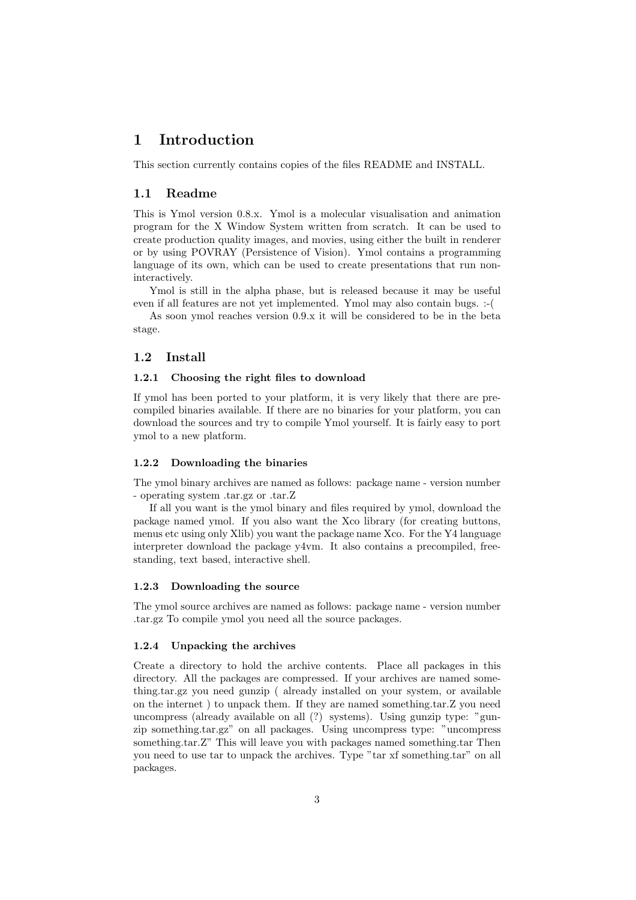# 1 Introduction

This section currently contains copies of the files README and INSTALL.

## 1.1 Readme

This is Ymol version 0.8.x. Ymol is a molecular visualisation and animation program for the X Window System written from scratch. It can be used to create production quality images, and movies, using either the built in renderer or by using POVRAY (Persistence of Vision). Ymol contains a programming language of its own, which can be used to create presentations that run non-interactively.

Ymol is still in the alpha phase, but is released because it may be useful even if all features are not yet implemented. Ymol may also contain bugs. :-(

As soon ymol reaches version 0.9.x it will be considered to be in the beta stage.

## 1.2 Install

### 1.2.1 Choosing the right files to download

If ymol has been ported to your platform, it is very likely that there are pre-compiled binaries available. If there are no binaries for your platform, you can download the sources and try to compile Ymol yourself. It is fairly easy to port ymol to a new platform.

### 1.2.2 Downloading the binaries

The ymol binary archives are named as follows: package name - version number - operating system .tar.gz or .tar.Z

If all you want is the ymol binary and files required by ymol, download the package named ymol. If you also want the Xco library (for creating buttons, menus etc using only Xlib) you want the package name Xco. For the Y4 language interpreter download the package y4vm. It also contains a precompiled, free-standing, text based, interactive shell.

### 1.2.3 Downloading the source

The ymol source archives are named as follows: package name - version number .tar.gz To compile ymol you need all the source packages.

### 1.2.4 Unpacking the archives

Create a directory to hold the archive contents. Place all packages in this directory. All the packages are compressed. If your archives are named something.tar.gz you need gunzip ( already installed on your system, or available on the internet ) to unpack them. If they are named something.tar.Z you need uncompress (already available on all (?) systems). Using gunzip type: "gunzip something.tar.gz" on all packages. Using uncompress type: "uncompress something.tar.Z" This will leave you with packages named something.tar Then you need to use tar to unpack the archives. Type "tar xf something.tar" on all packages.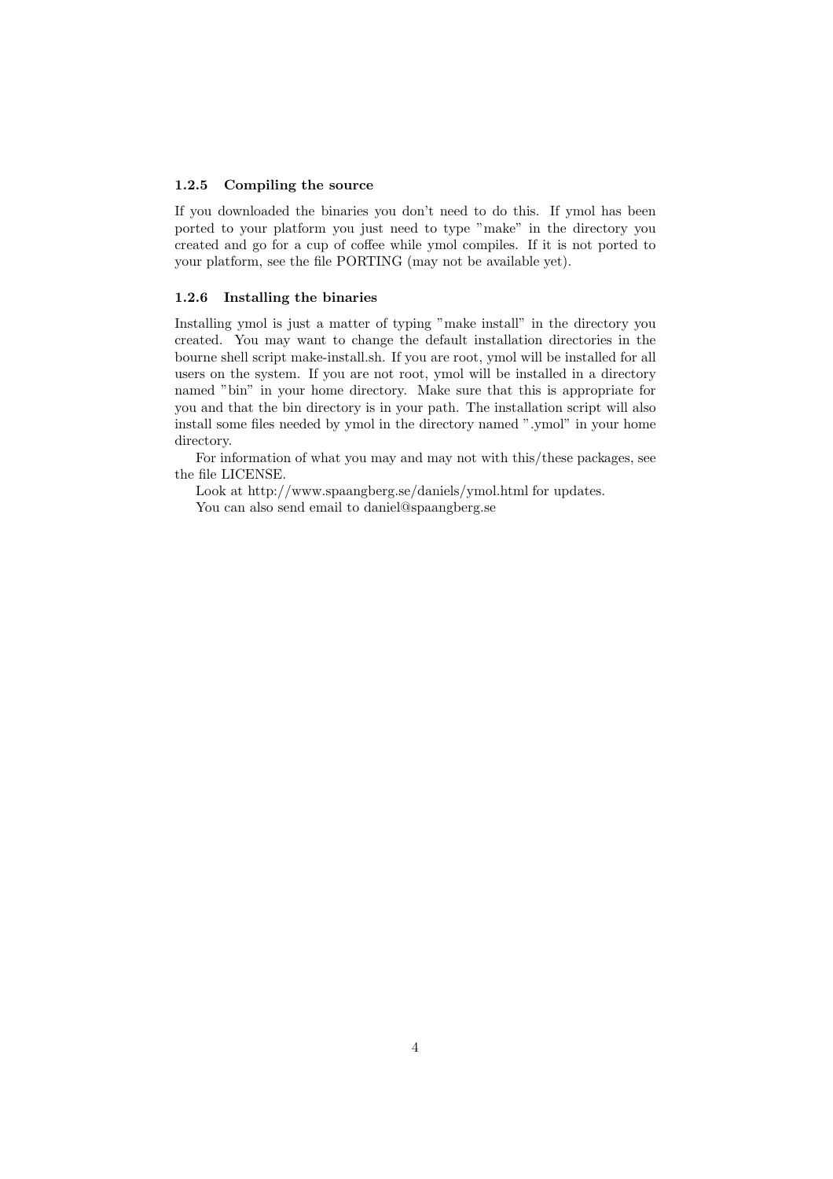### 1.2.5 Compiling the source

If you downloaded the binaries you don't need to do this. If ymol has been ported to your platform you just need to type "make" in the directory you created and go for a cup of coffee while ymol compiles. If it is not ported to your platform, see the file PORTING (may not be available yet).

### 1.2.6 Installing the binaries

Installing ymol is just a matter of typing "make install" in the directory you created. You may want to change the default installation directories in the bourne shell script make-install.sh. If you are root, ymol will be installed for all users on the system. If you are not root, ymol will be installed in a directory named "bin" in your home directory. Make sure that this is appropriate for you and that the bin directory is in your path. The installation script will also install some files needed by ymol in the directory named ".ymol" in your home directory.

For information of what you may and may not with this/these packages, see the file LICENSE.

Look at http://www.spaangberg.se/daniels/ymol.html for updates.

You can also send email to daniel@spaangberg.se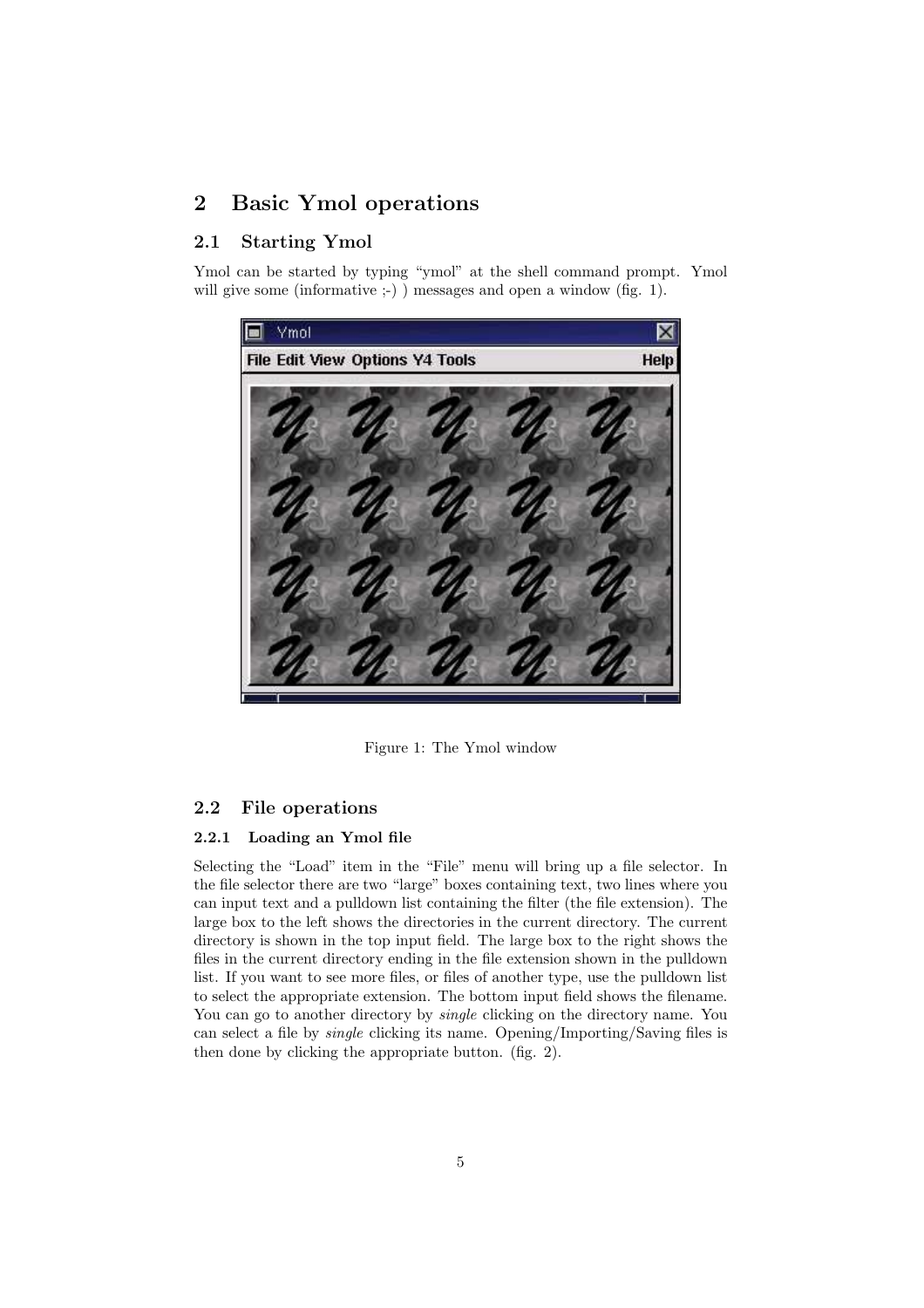# 2 Basic Ymol operations

## 2.1 Starting Ymol

Ymol can be started by typing "ymol" at the shell command prompt. Ymol will give some (informative ;-) ) messages and open a window (fig. 1).

Figure 1: The Ymol window

## 2.2 File operations

### 2.2.1 Loading an Ymol file

Selecting the "Load" item in the "File" menu will bring up a file selector. In the file selector there are two "large" boxes containing text, two lines where you can input text and a pulldown list containing the filter (the file extension). The large box to the left shows the directories in the current directory. The current directory is shown in the top input field. The large box to the right shows the files in the current directory ending in the file extension shown in the pulldown list. If you want to see more files, or files of another type, use the pulldown list to select the appropriate extension. The bottom input field shows the filename. You can go to another directory by *single* clicking on the directory name. You can select a file by *single* clicking its name. Opening/Importing/Saving files is then done by clicking the appropriate button. (fig. 2).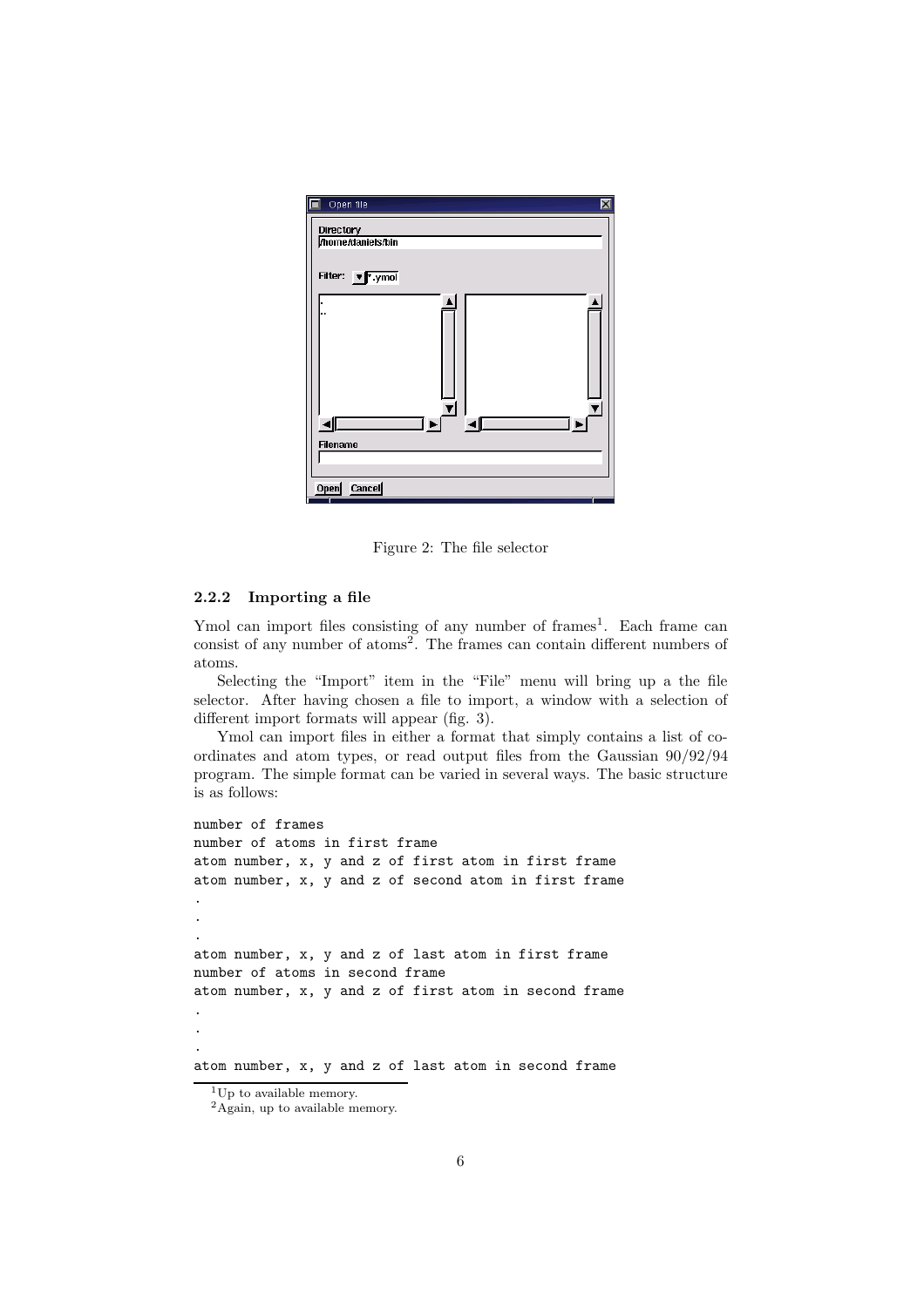Figure 2: The file selector

### 2.2.2 Importing a file

Ymol can import files consisting of any number of frames[1]. Each frame can consist of any number of atoms[2]. The frames can contain different numbers of atoms.

Selecting the "Import" item in the "File" menu will bring up a the file selector. After having chosen a file to import, a window with a selection of different import formats will appear (fig. 3).

Ymol can import files in either a format that simply contains a list of coordinates and atom types, or read output files from the Gaussian 90/92/94 program. The simple format can be varied in several ways. The basic structure is as follows:

```
number of frames
number of atoms in first frame
atom number, x, y and z of first atom in first frame
atom number, x, y and z of second atom in first frame
.
.
.
atom number, x, y and z of last atom in first frame
number of atoms in second frame
atom number, x, y and z of first atom in second frame
.
.
.
atom number, x, y and z of last atom in second frame
```

[1] Up to available memory.

[2] Again, up to available memory.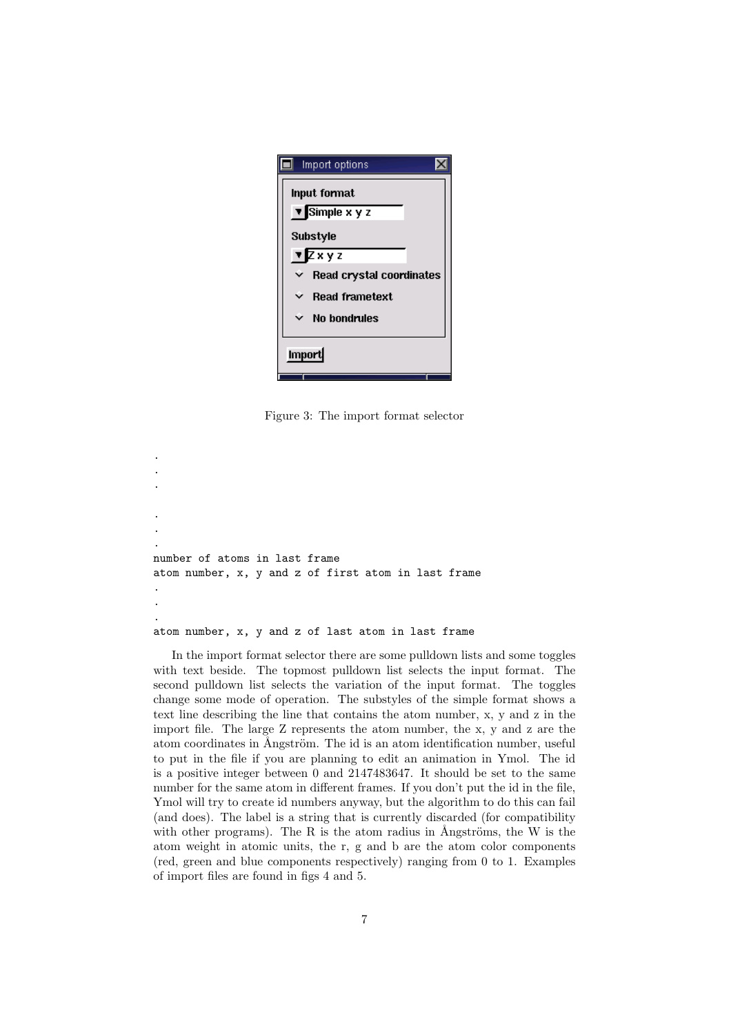Figure 3: The import format selector

```
.
.
.

.
.
.
number of atoms in last frame
atom number, x, y and z of first atom in last frame
.
.
.
atom number, x, y and z of last atom in last frame
```

In the import format selector there are some pulldown lists and some toggles with text beside. The topmost pulldown list selects the input format. The second pulldown list selects the variation of the input format. The toggles change some mode of operation. The substyles of the simple format shows a text line describing the line that contains the atom number, x, y and z in the import file. The large Z represents the atom number, the x, y and z are the atom coordinates in Ångström. The id is an atom identification number, useful to put in the file if you are planning to edit an animation in Ymol. The id is a positive integer between 0 and 2147483647. It should be set to the same number for the same atom in different frames. If you don't put the id in the file, Ymol will try to create id numbers anyway, but the algorithm to do this can fail (and does). The label is a string that is currently discarded (for compatibility with other programs). The R is the atom radius in Ångströms, the W is the atom weight in atomic units, the r, g and b are the atom color components (red, green and blue components respectively) ranging from 0 to 1. Examples of import files are found in figs 4 and 5.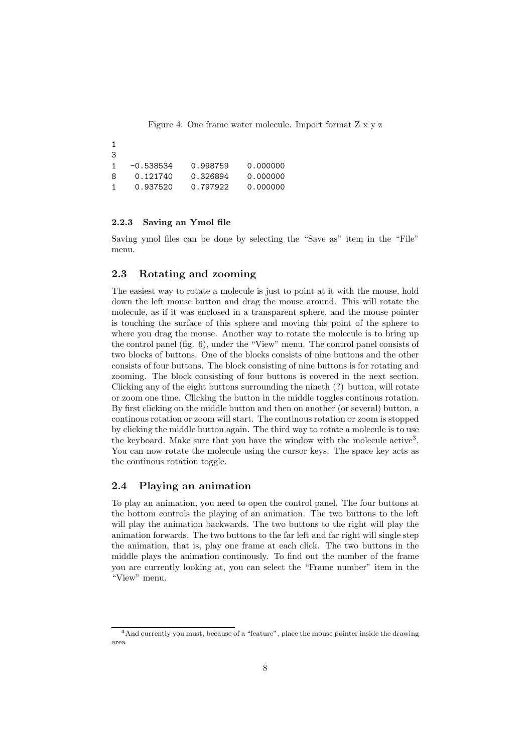Figure 4: One frame water molecule. Import format Z x y z

```
1
3
1   -0.538534    0.998759    0.000000
8    0.121740    0.326894    0.000000
1    0.937520    0.797922    0.000000
```

#### 2.2.3 Saving an Ymol file

Saving ymol files can be done by selecting the "Save as" item in the "File" menu.

### 2.3 Rotating and zooming

The easiest way to rotate a molecule is just to point at it with the mouse, hold down the left mouse button and drag the mouse around. This will rotate the molecule, as if it was enclosed in a transparent sphere, and the mouse pointer is touching the surface of this sphere and moving this point of the sphere to where you drag the mouse. Another way to rotate the molecule is to bring up the control panel (fig. 6), under the "View" menu. The control panel consists of two blocks of buttons. One of the blocks consists of nine buttons and the other consists of four buttons. The block consisting of nine buttons is for rotating and zooming. The block consisting of four buttons is covered in the next section. Clicking any of the eight buttons surrounding the nineth (?) button, will rotate or zoom one time. Clicking the button in the middle toggles continous rotation. By first clicking on the middle button and then on another (or several) button, a continous rotation or zoom will start. The continous rotation or zoom is stopped by clicking the middle button again. The third way to rotate a molecule is to use the keyboard. Make sure that you have the window with the molecule active[3]. You can now rotate the molecule using the cursor keys. The space key acts as the continous rotation toggle.

### 2.4 Playing an animation

To play an animation, you need to open the control panel. The four buttons at the bottom controls the playing of an animation. The two buttons to the left will play the animation backwards. The two buttons to the right will play the animation forwards. The two buttons to the far left and far right will single step the animation, that is, play one frame at each click. The two buttons in the middle plays the animation continously. To find out the number of the frame you are currently looking at, you can select the "Frame number" item in the "View" menu.

[3]And currently you must, because of a "feature", place the mouse pointer inside the drawing area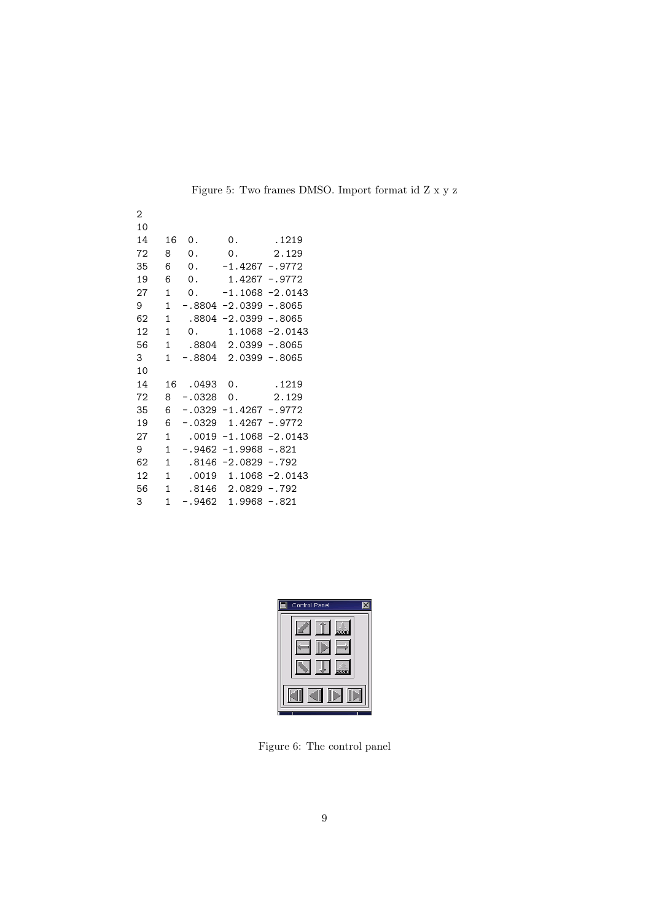Figure 5: Two frames DMSO. Import format id Z x y z

```
2
10
14   16  0.      0.      .1219
72   8   0.      0.      2.129
35   6   0.     -1.4267 -.9772
19   6   0.      1.4267 -.9772
27   1   0.     -1.1068 -2.0143
9    1  -.8804 -2.0399 -.8065
62   1   .8804 -2.0399 -.8065
12   1   0.      1.1068 -2.0143
56   1   .8804  2.0399 -.8065
3    1  -.8804  2.0399 -.8065
10
14   16  .0493  0.      .1219
72   8  -.0328  0.      2.129
35   6  -.0329 -1.4267 -.9772
19   6  -.0329  1.4267 -.9772
27   1   .0019 -1.1068 -2.0143
9    1  -.9462 -1.9968 -.821
62   1   .8146 -2.0829 -.792
12   1   .0019  1.1068 -2.0143
56   1   .8146  2.0829 -.792
3    1  -.9462  1.9968 -.821
```

Figure 6: The control panel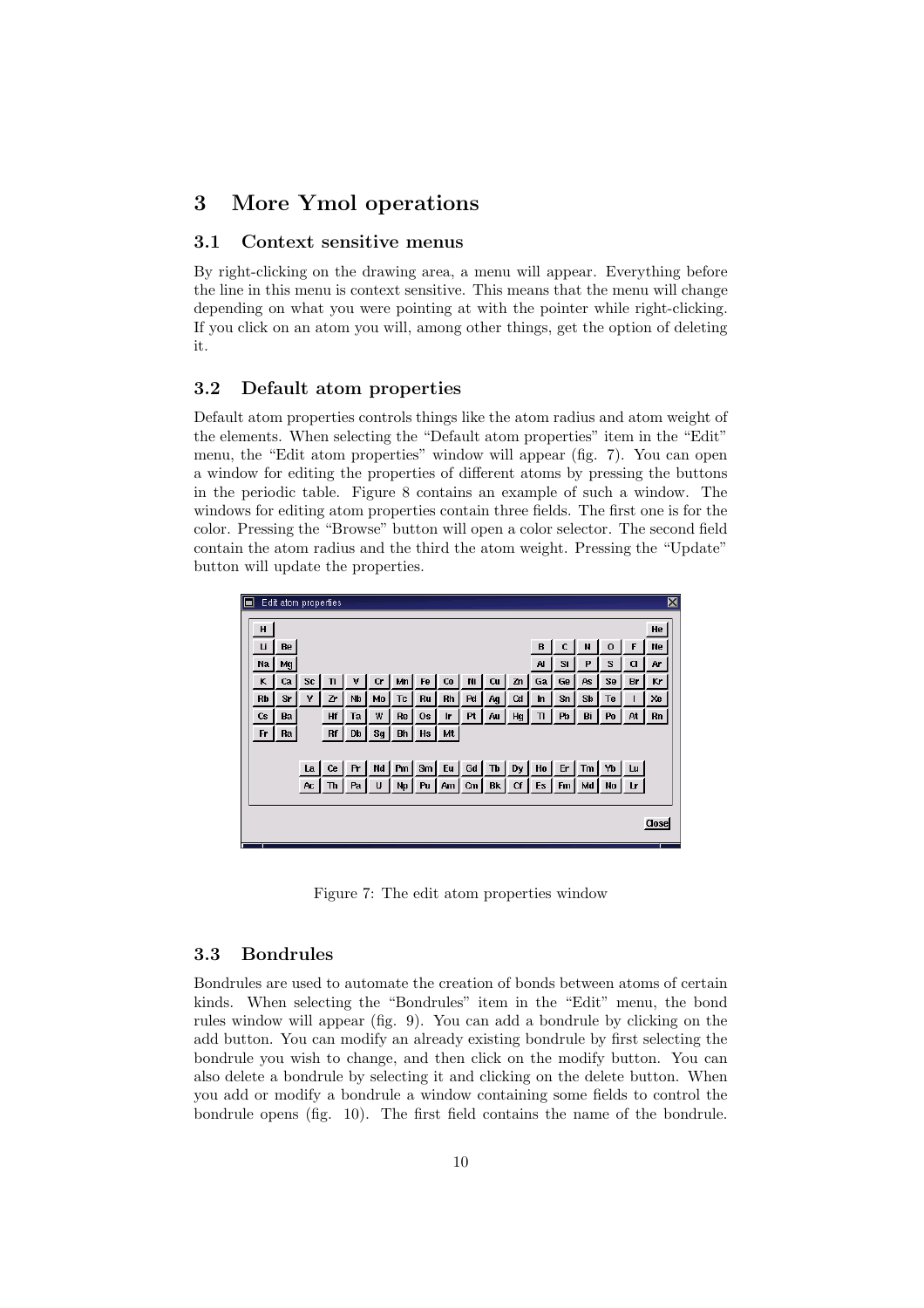# 3 More Ymol operations

## 3.1 Context sensitive menus

By right-clicking on the drawing area, a menu will appear. Everything before the line in this menu is context sensitive. This means that the menu will change depending on what you were pointing at with the pointer while right-clicking. If you click on an atom you will, among other things, get the option of deleting it.

## 3.2 Default atom properties

Default atom properties controls things like the atom radius and atom weight of the elements. When selecting the "Default atom properties" item in the "Edit" menu, the "Edit atom properties" window will appear (fig. 7). You can open a window for editing the properties of different atoms by pressing the buttons in the periodic table. Figure 8 contains an example of such a window. The windows for editing atom properties contain three fields. The first one is for the color. Pressing the "Browse" button will open a color selector. The second field contain the atom radius and the third the atom weight. Pressing the "Update" button will update the properties.

Figure 7: The edit atom properties window

## 3.3 Bondrules

Bondrules are used to automate the creation of bonds between atoms of certain kinds. When selecting the "Bondrules" item in the "Edit" menu, the bond rules window will appear (fig. 9). You can add a bondrule by clicking on the add button. You can modify an already existing bondrule by first selecting the bondrule you wish to change, and then click on the modify button. You can also delete a bondrule by selecting it and clicking on the delete button. When you add or modify a bondrule a window containing some fields to control the bondrule opens (fig. 10). The first field contains the name of the bondrule.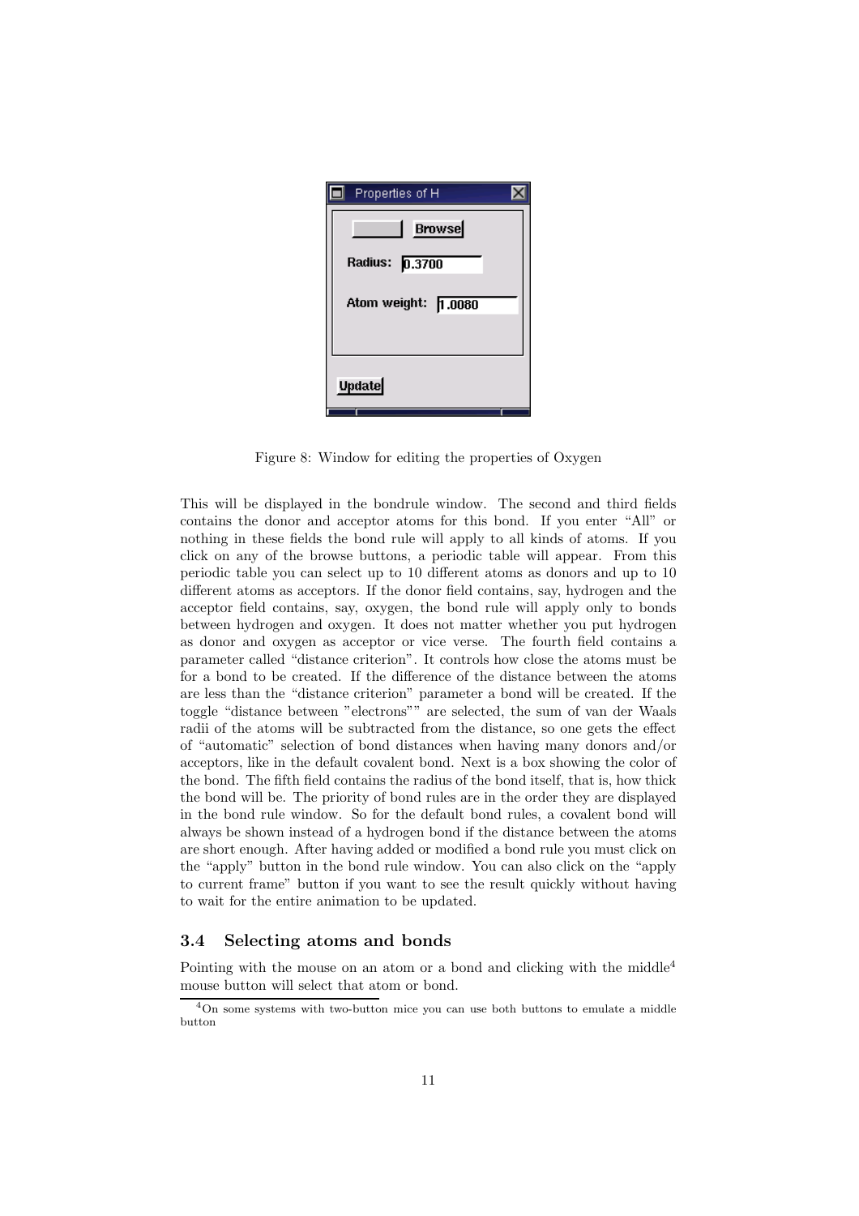Figure 8: Window for editing the properties of Oxygen

This will be displayed in the bondrule window. The second and third fields contains the donor and acceptor atoms for this bond. If you enter "All" or nothing in these fields the bond rule will apply to all kinds of atoms. If you click on any of the browse buttons, a periodic table will appear. From this periodic table you can select up to 10 different atoms as donors and up to 10 different atoms as acceptors. If the donor field contains, say, hydrogen and the acceptor field contains, say, oxygen, the bond rule will apply only to bonds between hydrogen and oxygen. It does not matter whether you put hydrogen as donor and oxygen as acceptor or vice verse. The fourth field contains a parameter called "distance criterion". It controls how close the atoms must be for a bond to be created. If the difference of the distance between the atoms are less than the "distance criterion" parameter a bond will be created. If the toggle "distance between "electrons"" are selected, the sum of van der Waals radii of the atoms will be subtracted from the distance, so one gets the effect of "automatic" selection of bond distances when having many donors and/or acceptors, like in the default covalent bond. Next is a box showing the color of the bond. The fifth field contains the radius of the bond itself, that is, how thick the bond will be. The priority of bond rules are in the order they are displayed in the bond rule window. So for the default bond rules, a covalent bond will always be shown instead of a hydrogen bond if the distance between the atoms are short enough. After having added or modified a bond rule you must click on the "apply" button in the bond rule window. You can also click on the "apply to current frame" button if you want to see the result quickly without having to wait for the entire animation to be updated.

## 3.4 Selecting atoms and bonds

Pointing with the mouse on an atom or a bond and clicking with the middle[4] mouse button will select that atom or bond.

[4] On some systems with two-button mice you can use both buttons to emulate a middle button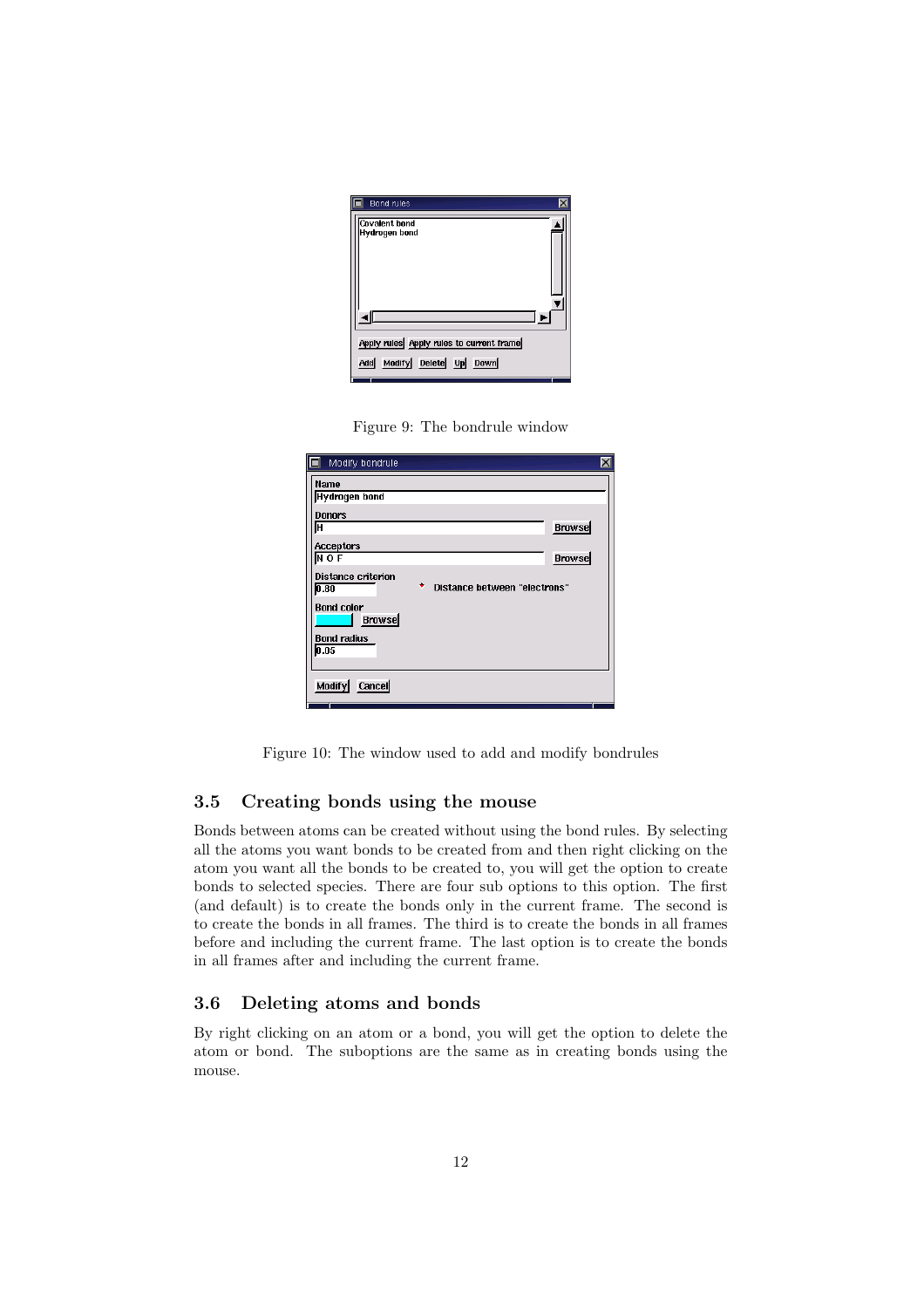Figure 9: The bondrule window

Figure 10: The window used to add and modify bondrules

### 3.5 Creating bonds using the mouse

Bonds between atoms can be created without using the bond rules. By selecting all the atoms you want bonds to be created from and then right clicking on the atom you want all the bonds to be created to, you will get the option to create bonds to selected species. There are four sub options to this option. The first (and default) is to create the bonds only in the current frame. The second is to create the bonds in all frames. The third is to create the bonds in all frames before and including the current frame. The last option is to create the bonds in all frames after and including the current frame.

### 3.6 Deleting atoms and bonds

By right clicking on an atom or a bond, you will get the option to delete the atom or bond. The suboptions are the same as in creating bonds using the mouse.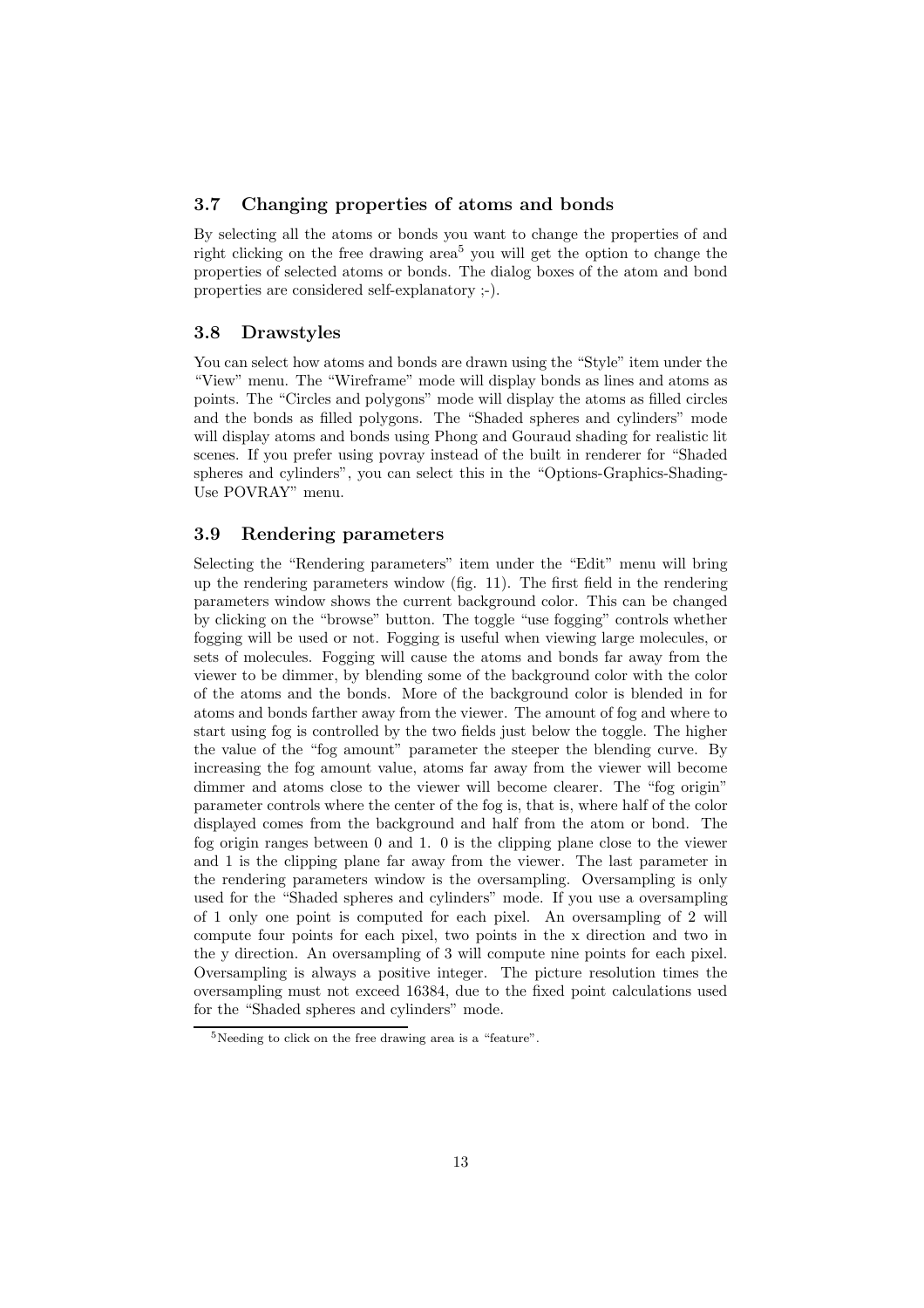### 3.7 Changing properties of atoms and bonds

By selecting all the atoms or bonds you want to change the properties of and right clicking on the free drawing area[5] you will get the option to change the properties of selected atoms or bonds. The dialog boxes of the atom and bond properties are considered self-explanatory ;-).

### 3.8 Drawstyles

You can select how atoms and bonds are drawn using the “Style” item under the “View” menu. The “Wireframe” mode will display bonds as lines and atoms as points. The “Circles and polygons” mode will display the atoms as filled circles and the bonds as filled polygons. The “Shaded spheres and cylinders” mode will display atoms and bonds using Phong and Gouraud shading for realistic lit scenes. If you prefer using povray instead of the built in renderer for “Shaded spheres and cylinders”, you can select this in the “Options-Graphics-Shading-Use POVRAY” menu.

### 3.9 Rendering parameters

Selecting the “Rendering parameters” item under the “Edit” menu will bring up the rendering parameters window (fig. 11). The first field in the rendering parameters window shows the current background color. This can be changed by clicking on the “browse” button. The toggle “use fogging” controls whether fogging will be used or not. Fogging is useful when viewing large molecules, or sets of molecules. Fogging will cause the atoms and bonds far away from the viewer to be dimmer, by blending some of the background color with the color of the atoms and the bonds. More of the background color is blended in for atoms and bonds farther away from the viewer. The amount of fog and where to start using fog is controlled by the two fields just below the toggle. The higher the value of the “fog amount” parameter the steeper the blending curve. By increasing the fog amount value, atoms far away from the viewer will become dimmer and atoms close to the viewer will become clearer. The “fog origin” parameter controls where the center of the fog is, that is, where half of the color displayed comes from the background and half from the atom or bond. The fog origin ranges between 0 and 1. 0 is the clipping plane close to the viewer and 1 is the clipping plane far away from the viewer. The last parameter in the rendering parameters window is the oversampling. Oversampling is only used for the “Shaded spheres and cylinders” mode. If you use a oversampling of 1 only one point is computed for each pixel. An oversampling of 2 will compute four points for each pixel, two points in the x direction and two in the y direction. An oversampling of 3 will compute nine points for each pixel. Oversampling is always a positive integer. The picture resolution times the oversampling must not exceed 16384, due to the fixed point calculations used for the “Shaded spheres and cylinders” mode.

[5] Needing to click on the free drawing area is a “feature”.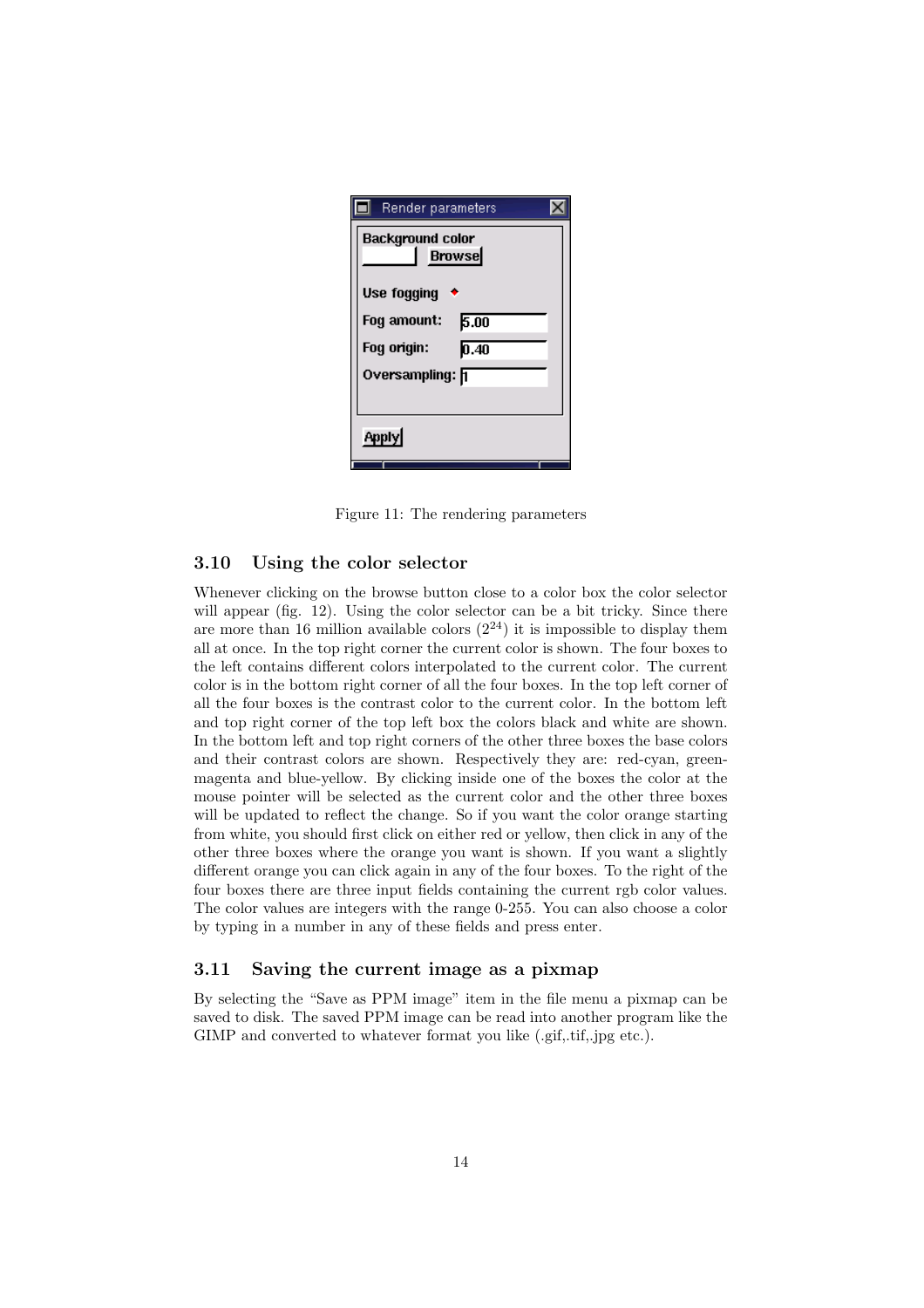Figure 11: The rendering parameters

### 3.10 Using the color selector

Whenever clicking on the browse button close to a color box the color selector will appear (fig. 12). Using the color selector can be a bit tricky. Since there are more than 16 million available colors ($2^{24}$) it is impossible to display them all at once. In the top right corner the current color is shown. The four boxes to the left contains different colors interpolated to the current color. The current color is in the bottom right corner of all the four boxes. In the top left corner of all the four boxes is the contrast color to the current color. In the bottom left and top right corner of the top left box the colors black and white are shown. In the bottom left and top right corners of the other three boxes the base colors and their contrast colors are shown. Respectively they are: red-cyan, green-magenta and blue-yellow. By clicking inside one of the boxes the color at the mouse pointer will be selected as the current color and the other three boxes will be updated to reflect the change. So if you want the color orange starting from white, you should first click on either red or yellow, then click in any of the other three boxes where the orange you want is shown. If you want a slightly different orange you can click again in any of the four boxes. To the right of the four boxes there are three input fields containing the current rgb color values. The color values are integers with the range 0-255. You can also choose a color by typing in a number in any of these fields and press enter.

### 3.11 Saving the current image as a pixmap

By selecting the "Save as PPM image" item in the file menu a pixmap can be saved to disk. The saved PPM image can be read into another program like the GIMP and converted to whatever format you like (.gif,.tif,.jpg etc.).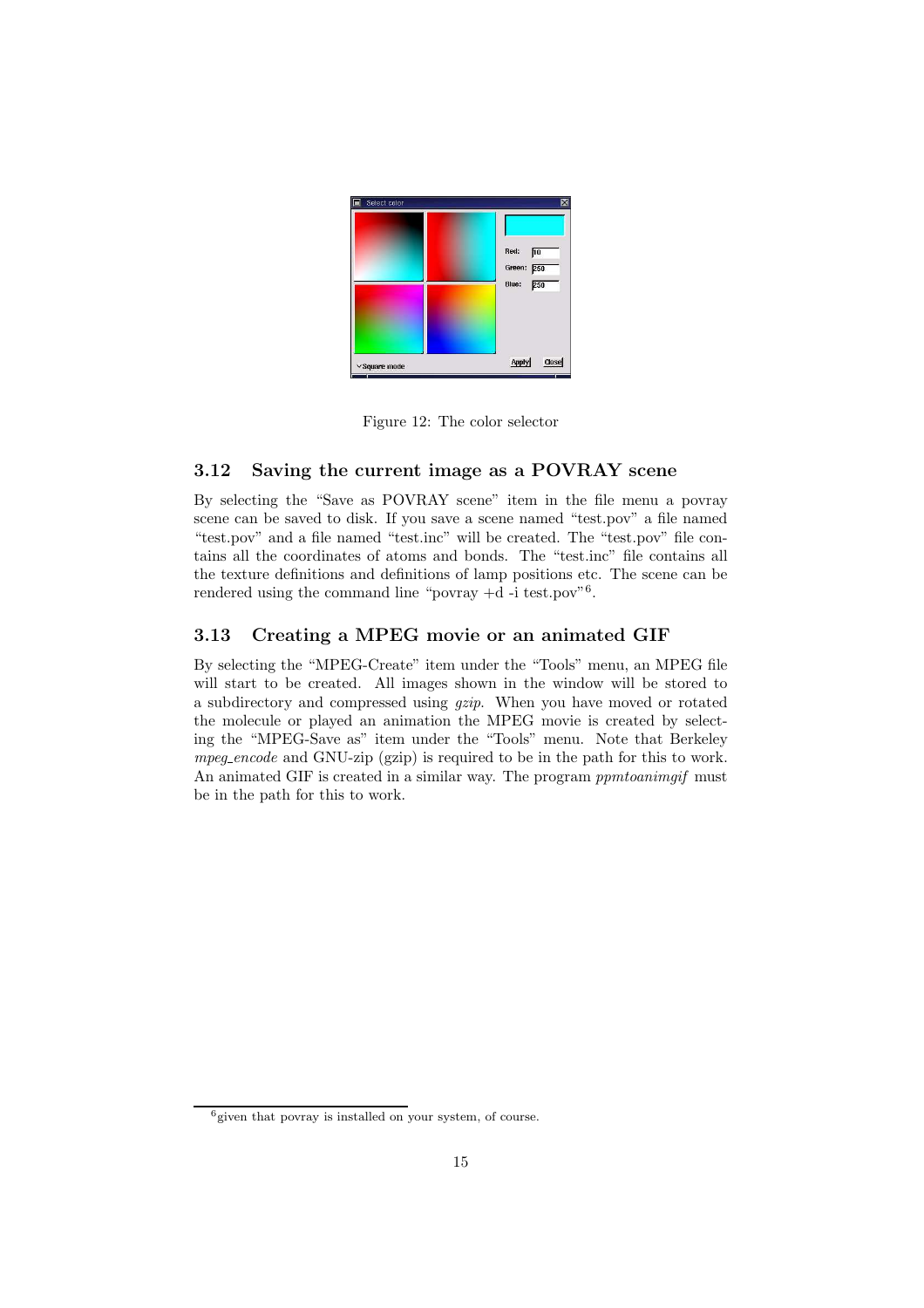Figure 12: The color selector

### 3.12 Saving the current image as a POVRAY scene

By selecting the "Save as POVRAY scene" item in the file menu a povray scene can be saved to disk. If you save a scene named "test.pov" a file named "test.pov" and a file named "test.inc" will be created. The "test.pov" file contains all the coordinates of atoms and bonds. The "test.inc" file contains all the texture definitions and definitions of lamp positions etc. The scene can be rendered using the command line "povray +d -i test.pov"[6].

### 3.13 Creating a MPEG movie or an animated GIF

By selecting the "MPEG-Create" item under the "Tools" menu, an MPEG file will start to be created. All images shown in the window will be stored to a subdirectory and compressed using *gzip*. When you have moved or rotated the molecule or played an animation the MPEG movie is created by selecting the "MPEG-Save as" item under the "Tools" menu. Note that Berkeley *mpeg_encode* and GNU-zip (gzip) is required to be in the path for this to work. An animated GIF is created in a similar way. The program *ppmtoanimgif* must be in the path for this to work.

[6] given that povray is installed on your system, of course.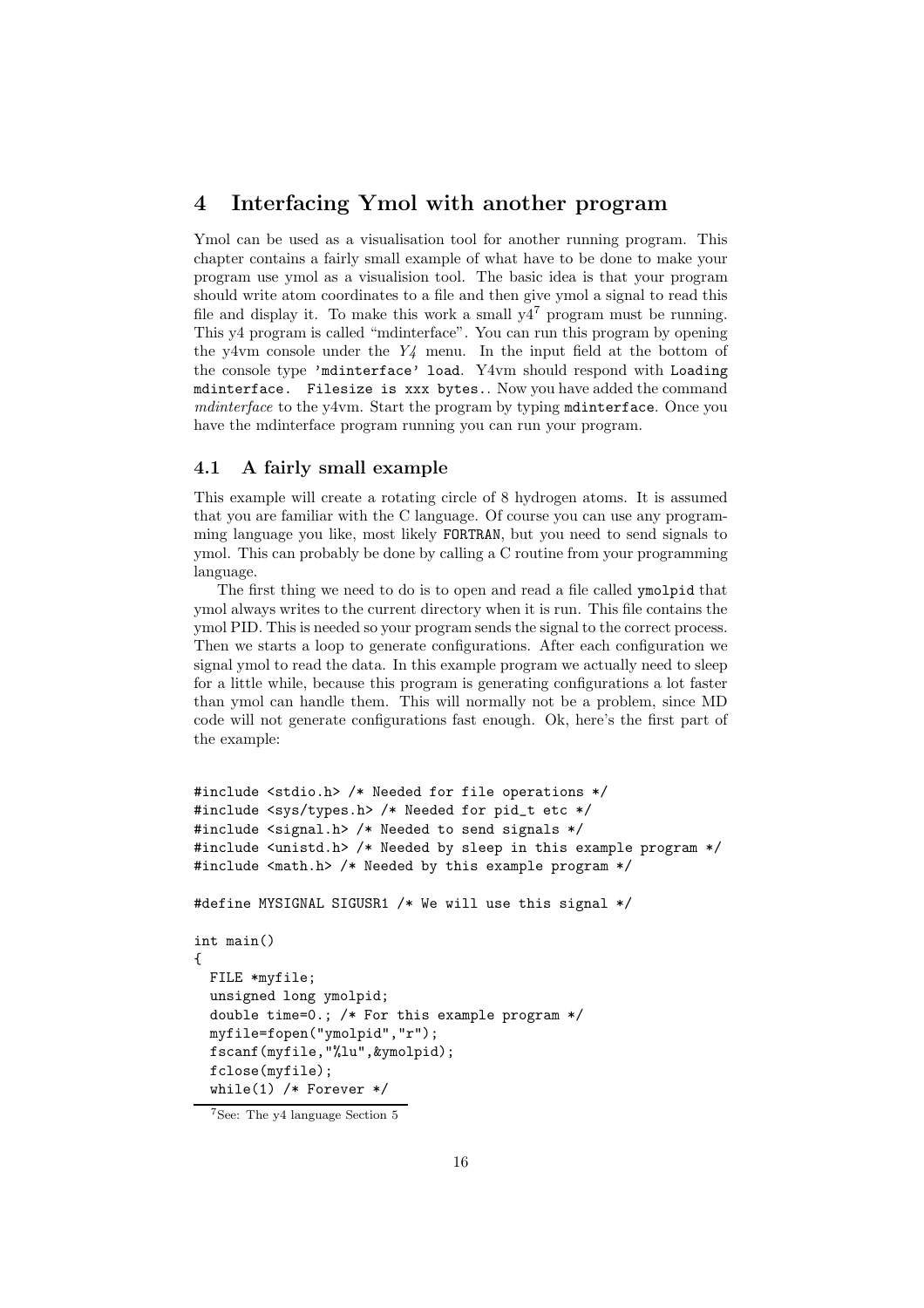# 4 Interfacing Ymol with another program

Ymol can be used as a visualisation tool for another running program. This chapter contains a fairly small example of what have to be done to make your program use ymol as a visualision tool. The basic idea is that your program should write atom coordinates to a file and then give ymol a signal to read this file and display it. To make this work a small y4[7] program must be running. This y4 program is called "mdinterface". You can run this program by opening the y4vm console under the *Y4* menu. In the input field at the bottom of the console type `'mdinterface' load`. Y4vm should respond with `Loading mdinterface. Filesize is xxx bytes.`. Now you have added the command *mdinterface* to the y4vm. Start the program by typing `mdinterface`. Once you have the mdinterface program running you can run your program.

## 4.1 A fairly small example

This example will create a rotating circle of 8 hydrogen atoms. It is assumed that you are familiar with the C language. Of course you can use any programming language you like, most likely `FORTRAN`, but you need to send signals to ymol. This can probably be done by calling a C routine from your programming language.

The first thing we need to do is to open and read a file called `ymolpid` that ymol always writes to the current directory when it is run. This file contains the ymol PID. This is needed so your program sends the signal to the correct process. Then we starts a loop to generate configurations. After each configuration we signal ymol to read the data. In this example program we actually need to sleep for a little while, because this program is generating configurations a lot faster than ymol can handle them. This will normally not be a problem, since MD code will not generate configurations fast enough. Ok, here's the first part of the example:

```
#include <stdio.h> /* Needed for file operations */
#include <sys/types.h> /* Needed for pid_t etc */
#include <signal.h> /* Needed to send signals */
#include <unistd.h> /* Needed by sleep in this example program */
#include <math.h> /* Needed by this example program */

#define MYSIGNAL SIGUSR1 /* We will use this signal */

int main()
{
  FILE *myfile;
  unsigned long ymolpid;
  double time=0.; /* For this example program */
  myfile=fopen("ymolpid","r");
  fscanf(myfile,"%lu",&ymolpid);
  fclose(myfile);
  while(1) /* Forever */
```

[7] See: The y4 language Section 5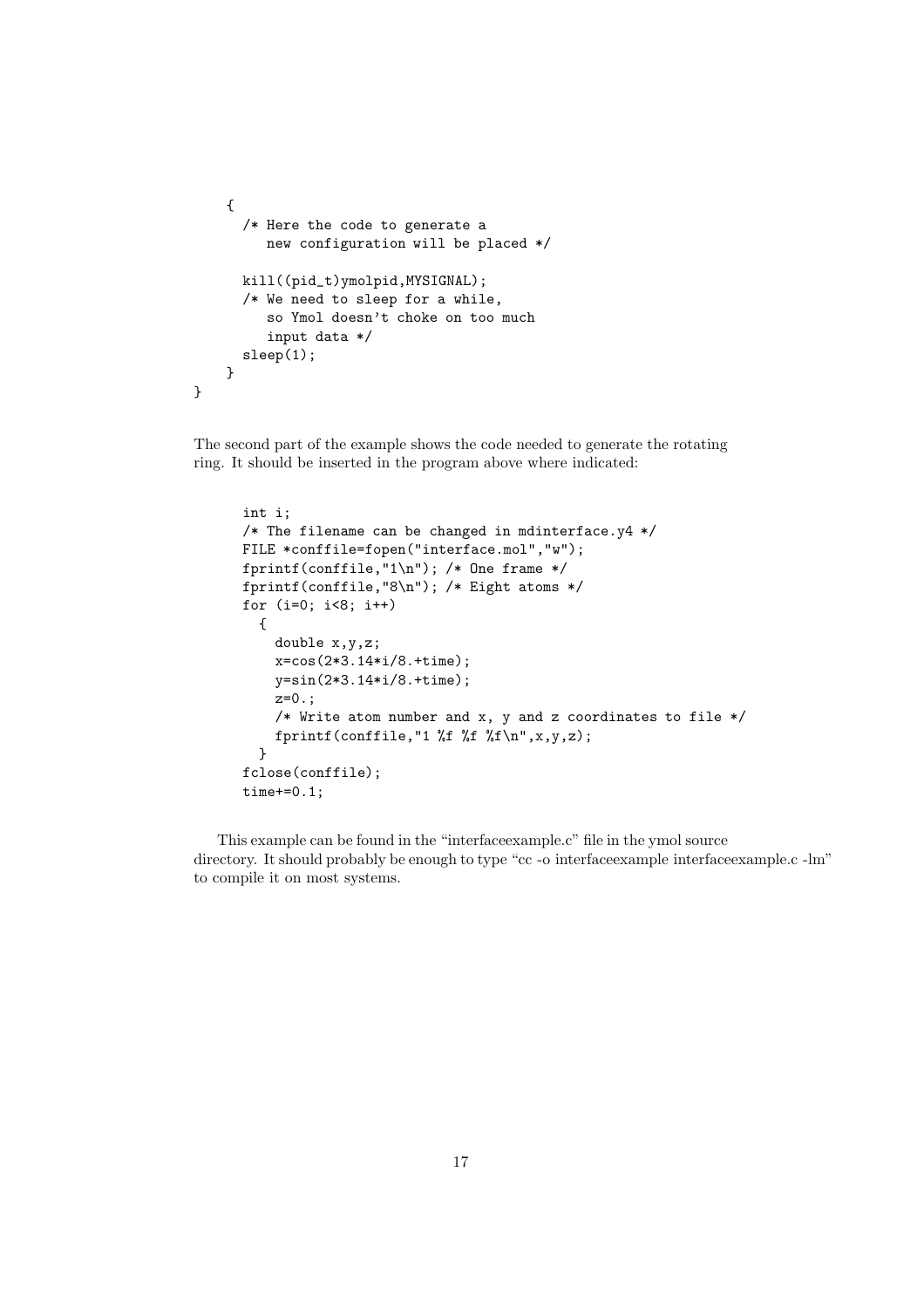```
    {
      /* Here the code to generate a
         new configuration will be placed */

      kill((pid_t)ymolpid,MYSIGNAL);
      /* We need to sleep for a while,
         so Ymol doesn't choke on too much
         input data */
      sleep(1);
    }
}
```

The second part of the example shows the code needed to generate the rotating ring. It should be inserted in the program above where indicated:

```
      int i;
      /* The filename can be changed in mdinterface.y4 */
      FILE *conffile=fopen("interface.mol","w");
      fprintf(conffile,"1\n"); /* One frame */
      fprintf(conffile,"8\n"); /* Eight atoms */
      for (i=0; i<8; i++)
        {
          double x,y,z;
          x=cos(2*3.14*i/8.+time);
          y=sin(2*3.14*i/8.+time);
          z=0.;
          /* Write atom number and x, y and z coordinates to file */
          fprintf(conffile,"1 %f %f %f\n",x,y,z);
        }
      fclose(conffile);
      time+=0.1;
```

This example can be found in the “interfaceexample.c” file in the ymol source directory. It should probably be enough to type “cc -o interfaceexample interfaceexample.c -lm” to compile it on most systems.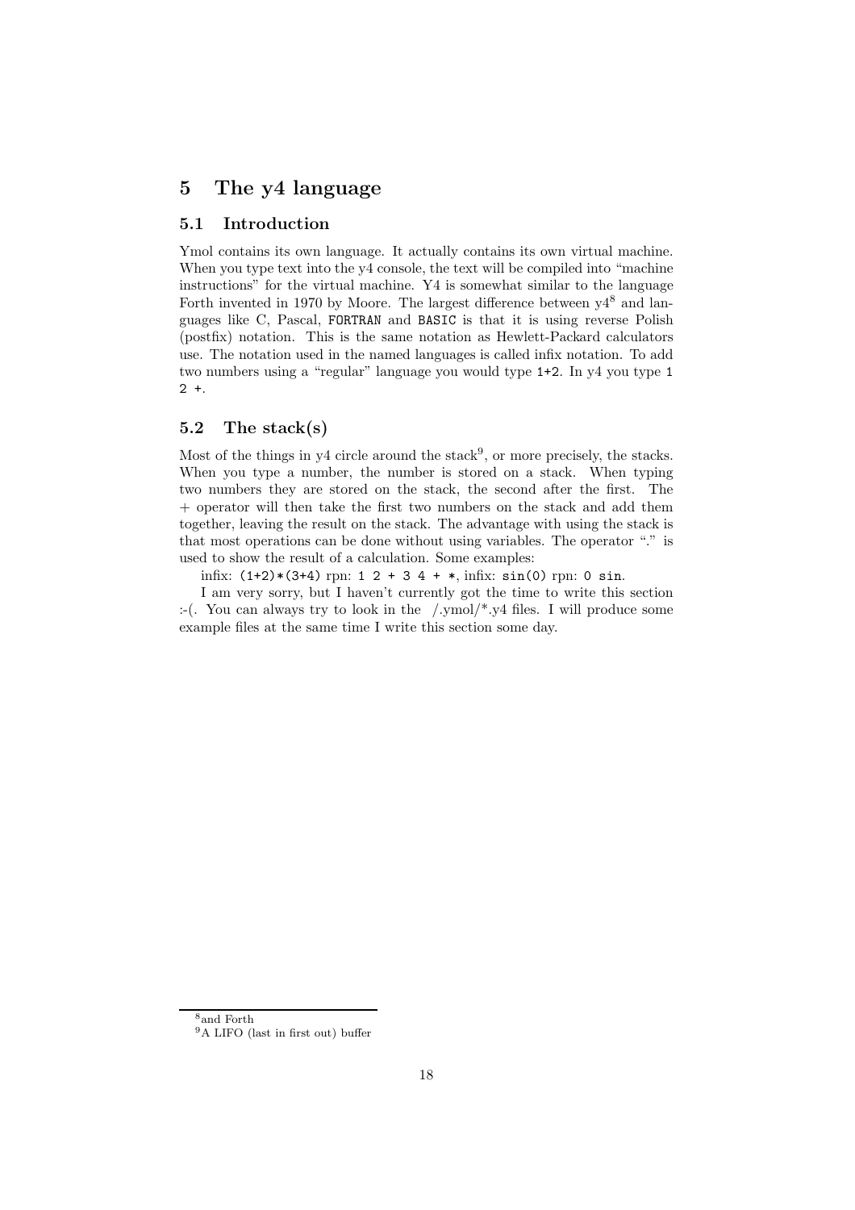# 5 The y4 language

## 5.1 Introduction

Ymol contains its own language. It actually contains its own virtual machine. When you type text into the y4 console, the text will be compiled into "machine instructions" for the virtual machine. Y4 is somewhat similar to the language Forth invented in 1970 by Moore. The largest difference between y4[8] and languages like C, Pascal, `FORTRAN` and `BASIC` is that it is using reverse Polish (postfix) notation. This is the same notation as Hewlett-Packard calculators use. The notation used in the named languages is called infix notation. To add two numbers using a "regular" language you would type `1+2`. In y4 you type `1 2 +`.

## 5.2 The stack(s)

Most of the things in y4 circle around the stack[9], or more precisely, the stacks. When you type a number, the number is stored on a stack. When typing two numbers they are stored on the stack, the second after the first. The + operator will then take the first two numbers on the stack and add them together, leaving the result on the stack. The advantage with using the stack is that most operations can be done without using variables. The operator "." is used to show the result of a calculation. Some examples:

infix: `(1+2)*(3+4)` rpn: `1 2 + 3 4 + *`, infix: `sin(0)` rpn: `0 sin`.

I am very sorry, but I haven't currently got the time to write this section :-(. You can always try to look in the ~/.ymol/*.y4 files. I will produce some example files at the same time I write this section some day.

---

[8] and Forth

[9] A LIFO (last in first out) buffer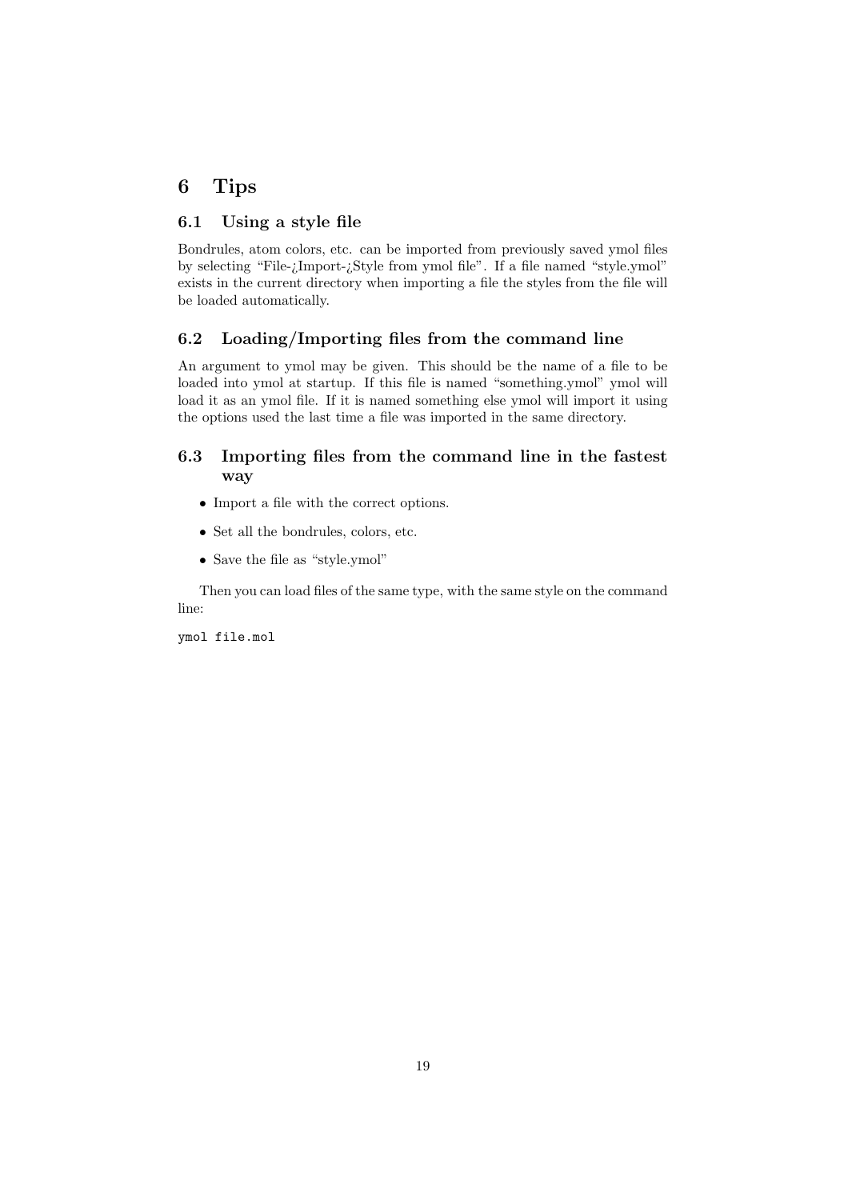# 6 Tips

## 6.1 Using a style file

Bondrules, atom colors, etc. can be imported from previously saved ymol files by selecting "File-¿Import-¿Style from ymol file". If a file named "style.ymol" exists in the current directory when importing a file the styles from the file will be loaded automatically.

## 6.2 Loading/Importing files from the command line

An argument to ymol may be given. This should be the name of a file to be loaded into ymol at startup. If this file is named "something.ymol" ymol will load it as an ymol file. If it is named something else ymol will import it using the options used the last time a file was imported in the same directory.

## 6.3 Importing files from the command line in the fastest way

- Import a file with the correct options.
- Set all the bondrules, colors, etc.
- Save the file as "style.ymol"

Then you can load files of the same type, with the same style on the command line:

```
ymol file.mol
```